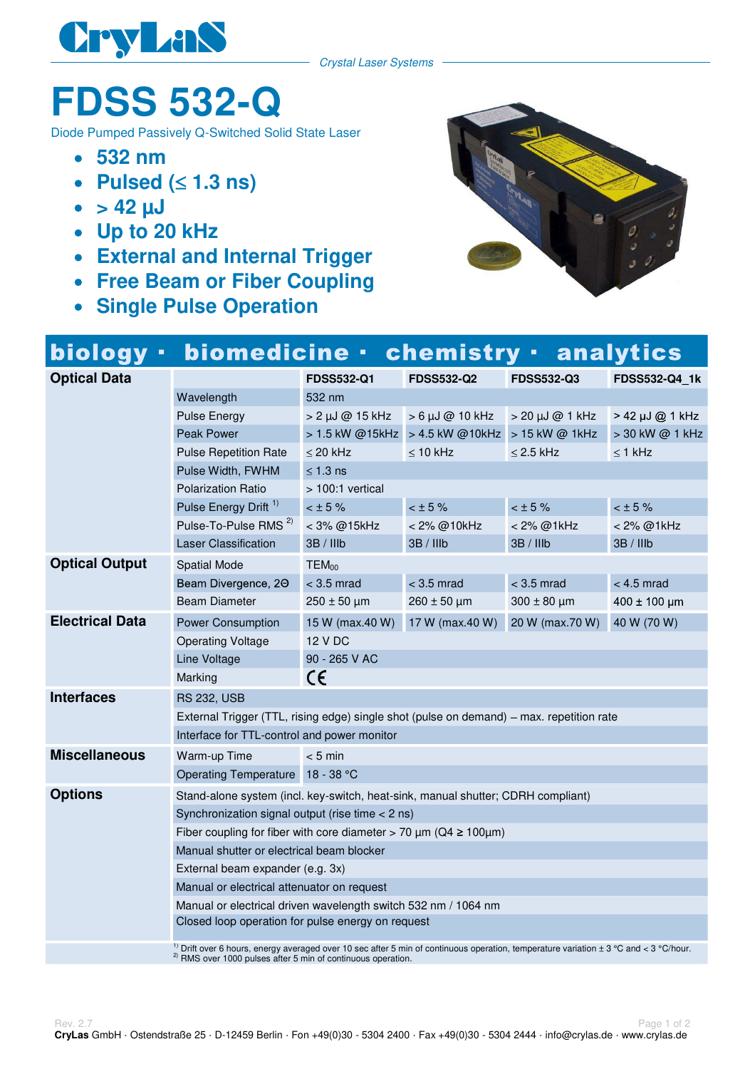CryLaS

*Crystal Laser Systems*

# FDSS 532-Q

Diode Pumped Passively Q-Switched Solid State Laser

- **532 nm**
- **Pulsed (≤ 1.3 ns)**
- **> 42 µJ**
- **Up to 20 kHz**
- **External and Internal Trigger**
- **Free Beam or Fiber Coupling**
- **Single Pulse Operation**

## biology · biomedicine · chemistry · analytics

| | | FDSS532-Q1 | FDSS532-Q2 | FDSS532-Q3 | FDSS532-Q4_1k |
|---|---|---|---|---|---|
| **Optical Data** | Wavelength | 532 nm | | | |
| | Pulse Energy | > 2 µJ @ 15 kHz | > 6 µJ @ 10 kHz | > 20 µJ @ 1 kHz | > 42 µJ @ 1 kHz |
| | Peak Power | > 1.5 kW @15kHz | > 4.5 kW @10kHz | > 15 kW @ 1kHz | > 30 kW @ 1 kHz |
| | Pulse Repetition Rate | ≤ 20 kHz | ≤ 10 kHz | ≤ 2.5 kHz | ≤ 1 kHz |
| | Pulse Width, FWHM | ≤ 1.3 ns | | | |
| | Polarization Ratio | > 100:1 vertical | | | |
| | Pulse Energy Drift [1] | < ± 5 % | < ± 5 % | < ± 5 % | < ± 5 % |
| | Pulse-To-Pulse RMS [2] | < 3% @15kHz | < 2% @10kHz | < 2% @1kHz | < 2% @1kHz |
| | Laser Classification | 3B / IIIb | 3B / IIIb | 3B / IIIb | 3B / IIIb |
| **Optical Output** | Spatial Mode | $TEM_{00}$ | | | |
| | Beam Divergence, 2Θ | < 3.5 mrad | < 3.5 mrad | < 3.5 mrad | < 4.5 mrad |
| | Beam Diameter | 250 ± 50 µm | 260 ± 50 µm | 300 ± 80 µm | 400 ± 100 µm |
| **Electrical Data** | Power Consumption | 15 W (max.40 W) | 17 W (max.40 W) | 20 W (max.70 W) | 40 W (70 W) |
| | Operating Voltage | 12 V DC | | | |
| | Line Voltage | 90 - 265 V AC | | | |
| | Marking | CE | | | |
| **Interfaces** | RS 232, USB | | | | |
| | External Trigger (TTL, rising edge) single shot (pulse on demand) – max. repetition rate | | | | |
| | Interface for TTL-control and power monitor | | | | |
| **Miscellaneous** | Warm-up Time | < 5 min | | | |
| | Operating Temperature | 18 - 38 °C | | | |
| **Options** | Stand-alone system (incl. key-switch, heat-sink, manual shutter; CDRH compliant) | | | | |
| | Synchronization signal output (rise time < 2 ns) | | | | |
| | Fiber coupling for fiber with core diameter > 70 µm (Q4 ≥ 100µm) | | | | |
| | Manual shutter or electrical beam blocker | | | | |
| | External beam expander (e.g. 3x) | | | | |
| | Manual or electrical attenuator on request | | | | |
| | Manual or electrical driven wavelength switch 532 nm / 1064 nm | | | | |
| | Closed loop operation for pulse energy on request | | | | |

[1] Drift over 6 hours, energy averaged over 10 sec after 5 min of continuous operation, temperature variation ± 3 °C and < 3 °C/hour.
[2] RMS over 1000 pulses after 5 min of continuous operation.

Rev. 2.7

**CryLas** GmbH · Ostendstraße 25 · D-12459 Berlin · Fon +49(0)30 - 5304 2400 · Fax +49(0)30 - 5304 2444 · info@crylas.de · www.crylas.de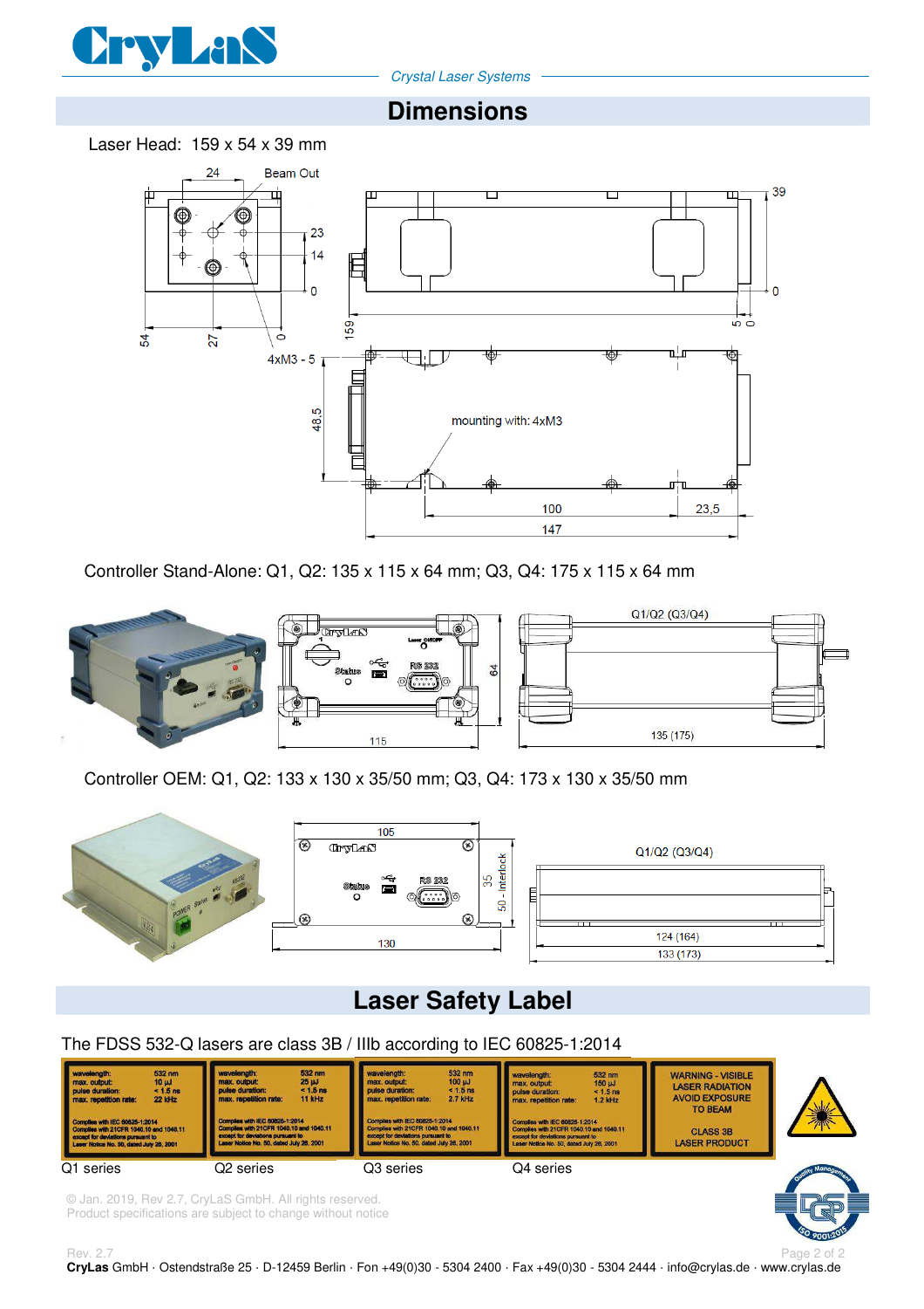## Dimensions

Laser Head: 159 x 54 x 39 mm

24
Beam Out
23
14
0
39
0
54
27
0
159
5
0
4xM3 - 5
48,5
mounting with: 4xM3
100
23,5
147

Controller Stand-Alone: Q1, Q2: 135 x 115 x 64 mm; Q3, Q4: 175 x 115 x 64 mm

64
115
Q1/Q2 (Q3/Q4)
135 (175)

Controller OEM: Q1, Q2: 133 x 130 x 35/50 mm; Q3, Q4: 173 x 130 x 35/50 mm

105
35
50 - Interlock
130
Q1/Q2 (Q3/Q4)
124 (164)
133 (173)

## Laser Safety Label

The FDSS 532-Q lasers are class 3B / IIIb according to IEC 60825-1:2014

| | Q1 series | Q2 series | Q3 series | Q4 series |
|---|---|---|---|---|
| wavelength: | 532 nm | 532 nm | 532 nm | 532 nm |
| max. output: | 10 µJ | 25 µJ | 100 µJ | 150 µJ |
| pulse duration: | < 1.5 ns | < 1.5 ns | < 1.5 ns | < 1.5 ns |
| max. repetition rate: | 22 kHz | 11 kHz | 2.7 kHz | 1.2 kHz |

Complies with IEC 60825-1:2014
Complies with 21CFR 1040.10 and 1040.11 except for deviations pursuant to Laser Notice No. 50, dated July 26, 2001

WARNING - VISIBLE LASER RADIATION
AVOID EXPOSURE TO BEAM

CLASS 3B
LASER PRODUCT

© Jan. 2019, Rev 2.7, CryLaS GmbH. All rights reserved.
Product specifications are subject to change without notice

**CryLas** GmbH · Ostendstraße 25 · D-12459 Berlin · Fon +49(0)30 - 5304 2400 · Fax +49(0)30 - 5304 2444 · info@crylas.de · www.crylas.de